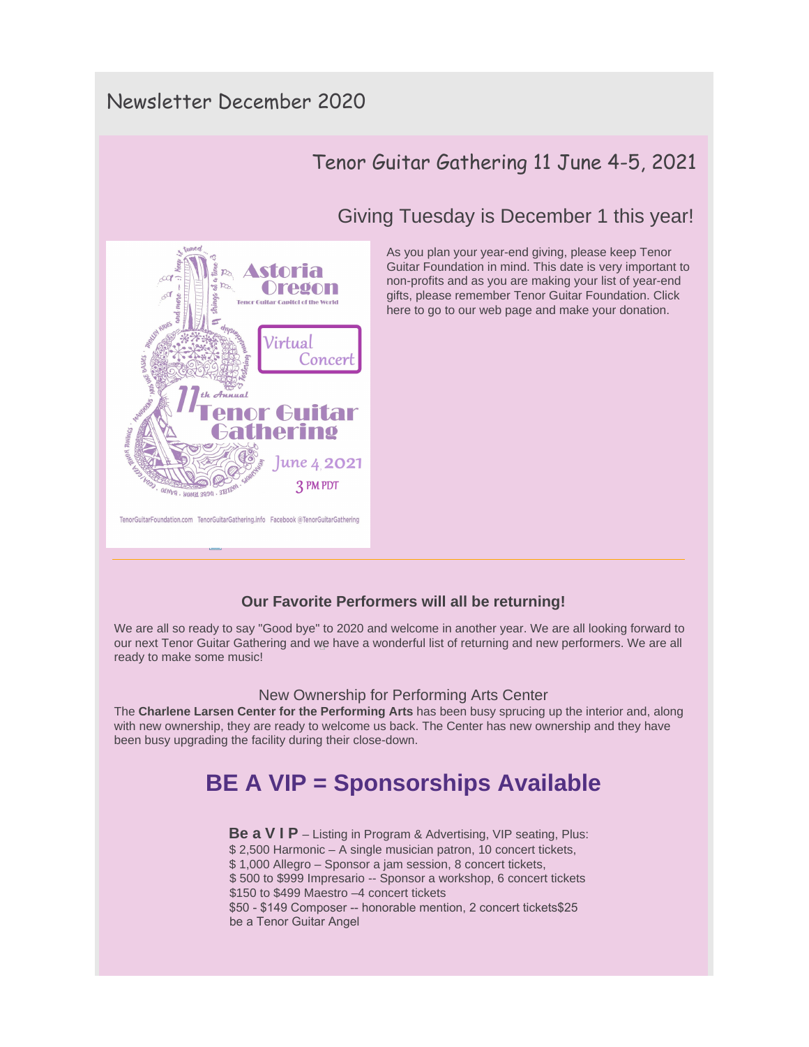# Newsletter December 2020

## Tenor Guitar Gathering 11 June 4-5, 2021

### Giving Tuesday is December 1 this year!

As you plan your year-end giving, please keep Tenor Guitar Foundation in mind. This date is very important to non-profits and as you are making your list of year-end gifts, please remember Tenor Guitar Foundation. Click here to go to our web page and make your donation.

Astoria Oregon
Tenor Guitar Capitol of the World

Virtual Concert

11th Annual Tenor Guitar Gathering

June 4, 2021
3 PM PDT

TenorGuitarFoundation.com TenorGuitarGathering.info Facebook @TenorGuitarGathering

---

**Our Favorite Performers will all be returning!**

We are all so ready to say "Good bye" to 2020 and welcome in another year. We are all looking forward to our next Tenor Guitar Gathering and we have a wonderful list of returning and new performers. We are all ready to make some music!

New Ownership for Performing Arts Center

The **Charlene Larsen Center for the Performing Arts** has been busy sprucing up the interior and, along with new ownership, they are ready to welcome us back. The Center has new ownership and they have been busy upgrading the facility during their close-down.

## BE A VIP = Sponsorships Available

**Be a V I P** – Listing in Program & Advertising, VIP seating, Plus:
$ 2,500 Harmonic – A single musician patron, 10 concert tickets,
$ 1,000 Allegro – Sponsor a jam session, 8 concert tickets,
$ 500 to $999 Impresario -- Sponsor a workshop, 6 concert tickets
$150 to $499 Maestro –4 concert tickets
$50 - $149 Composer -- honorable mention, 2 concert tickets$25 be a Tenor Guitar Angel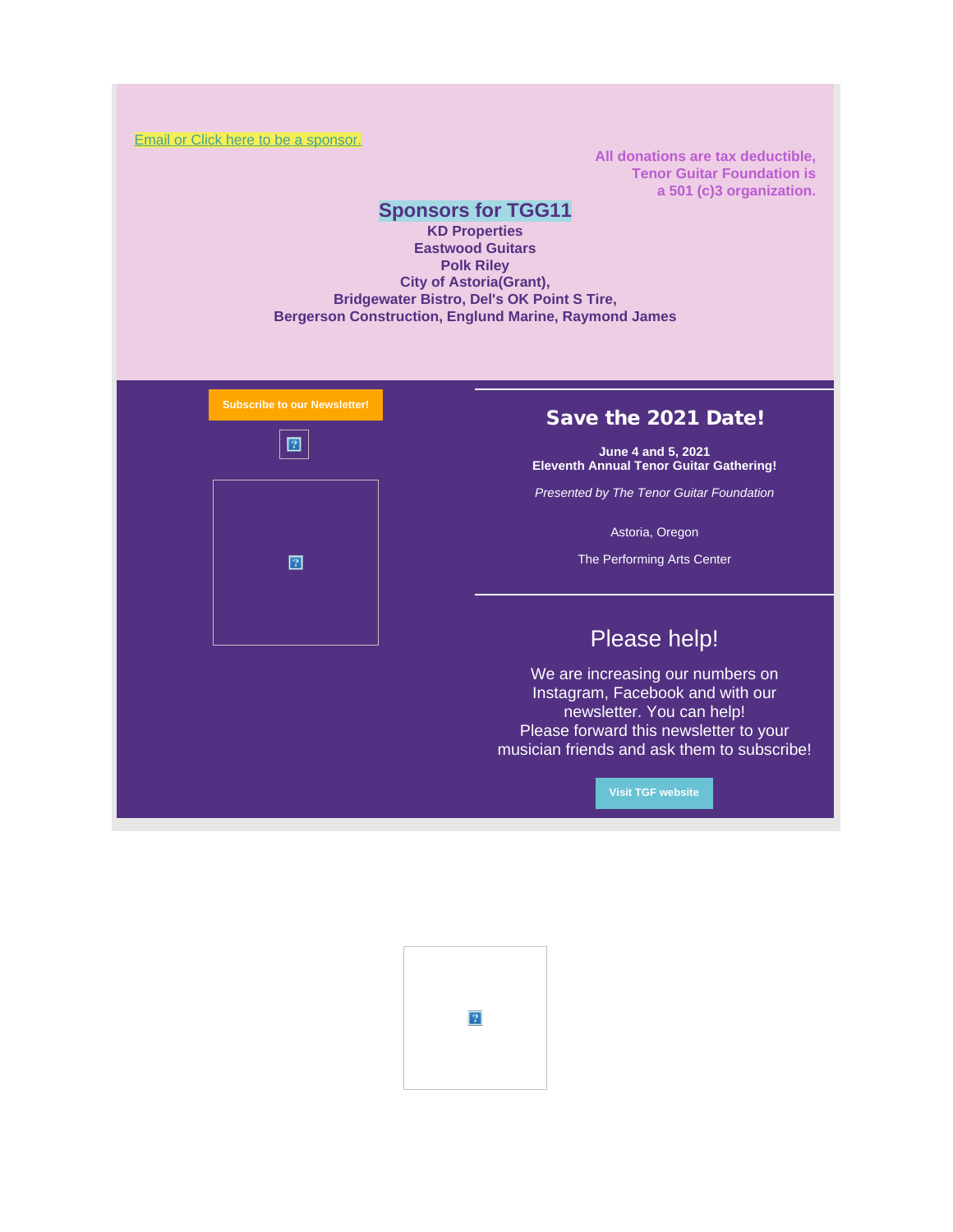Email or Click here to be a sponsor.

**All donations are tax deductible, Tenor Guitar Foundation is a 501 (c)3 organization.**

## Sponsors for TGG11

**KD Properties**
**Eastwood Guitars**
**Polk Riley**
**City of Astoria(Grant),**
**Bridgewater Bistro, Del's OK Point S Tire,**
**Bergerson Construction, Englund Marine, Raymond James**

**Subscribe to our Newsletter!**

## Save the 2021 Date!

**June 4 and 5, 2021**
**Eleventh Annual Tenor Guitar Gathering!**

*Presented by The Tenor Guitar Foundation*

Astoria, Oregon

The Performing Arts Center

## Please help!

We are increasing our numbers on Instagram, Facebook and with our newsletter. You can help!
Please forward this newsletter to your musician friends and ask them to subscribe!

**Visit TGF website**